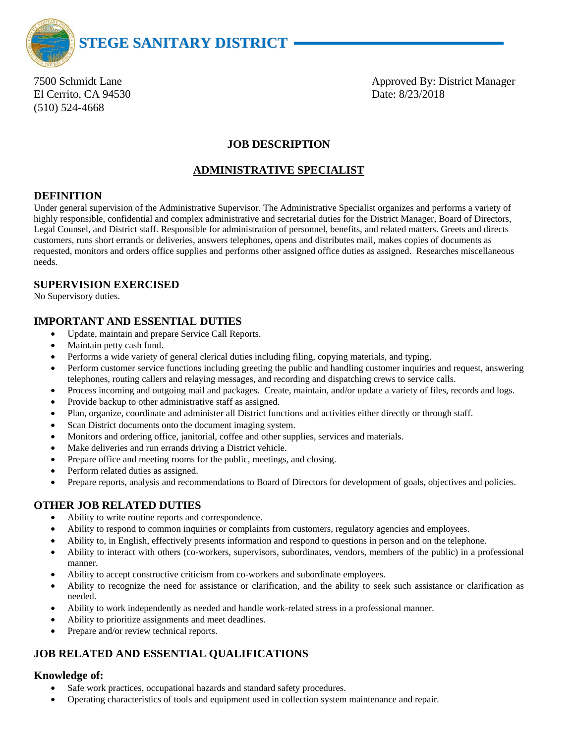# STEGE SANITARY DISTRICT

7500 Schmidt Lane
El Cerrito, CA 94530
(510) 524-4668

Approved By: District Manager
Date: 8/23/2018

## JOB DESCRIPTION

## ADMINISTRATIVE SPECIALIST

### DEFINITION

Under general supervision of the Administrative Supervisor. The Administrative Specialist organizes and performs a variety of highly responsible, confidential and complex administrative and secretarial duties for the District Manager, Board of Directors, Legal Counsel, and District staff. Responsible for administration of personnel, benefits, and related matters. Greets and directs customers, runs short errands or deliveries, answers telephones, opens and distributes mail, makes copies of documents as requested, monitors and orders office supplies and performs other assigned office duties as assigned. Researches miscellaneous needs.

### SUPERVISION EXERCISED

No Supervisory duties.

### IMPORTANT AND ESSENTIAL DUTIES

- Update, maintain and prepare Service Call Reports.
- Maintain petty cash fund.
- Performs a wide variety of general clerical duties including filing, copying materials, and typing.
- Perform customer service functions including greeting the public and handling customer inquiries and request, answering telephones, routing callers and relaying messages, and recording and dispatching crews to service calls.
- Process incoming and outgoing mail and packages. Create, maintain, and/or update a variety of files, records and logs.
- Provide backup to other administrative staff as assigned.
- Plan, organize, coordinate and administer all District functions and activities either directly or through staff.
- Scan District documents onto the document imaging system.
- Monitors and ordering office, janitorial, coffee and other supplies, services and materials.
- Make deliveries and run errands driving a District vehicle.
- Prepare office and meeting rooms for the public, meetings, and closing.
- Perform related duties as assigned.
- Prepare reports, analysis and recommendations to Board of Directors for development of goals, objectives and policies.

### OTHER JOB RELATED DUTIES

- Ability to write routine reports and correspondence.
- Ability to respond to common inquiries or complaints from customers, regulatory agencies and employees.
- Ability to, in English, effectively presents information and respond to questions in person and on the telephone.
- Ability to interact with others (co-workers, supervisors, subordinates, vendors, members of the public) in a professional manner.
- Ability to accept constructive criticism from co-workers and subordinate employees.
- Ability to recognize the need for assistance or clarification, and the ability to seek such assistance or clarification as needed.
- Ability to work independently as needed and handle work-related stress in a professional manner.
- Ability to prioritize assignments and meet deadlines.
- Prepare and/or review technical reports.

### JOB RELATED AND ESSENTIAL QUALIFICATIONS

#### Knowledge of:

- Safe work practices, occupational hazards and standard safety procedures.
- Operating characteristics of tools and equipment used in collection system maintenance and repair.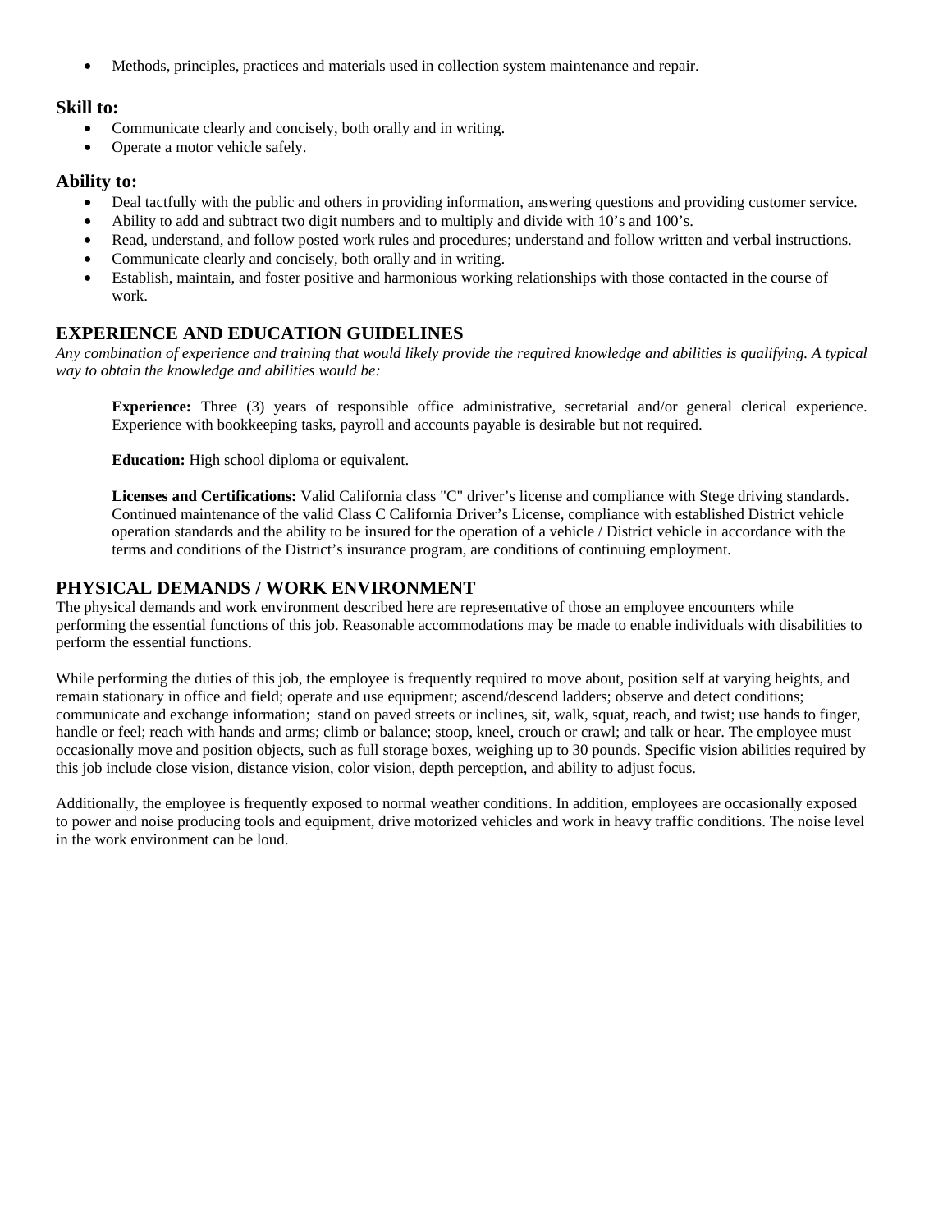- Methods, principles, practices and materials used in collection system maintenance and repair.

### Skill to:

- Communicate clearly and concisely, both orally and in writing.
- Operate a motor vehicle safely.

### Ability to:

- Deal tactfully with the public and others in providing information, answering questions and providing customer service.
- Ability to add and subtract two digit numbers and to multiply and divide with 10's and 100's.
- Read, understand, and follow posted work rules and procedures; understand and follow written and verbal instructions.
- Communicate clearly and concisely, both orally and in writing.
- Establish, maintain, and foster positive and harmonious working relationships with those contacted in the course of work.

## EXPERIENCE AND EDUCATION GUIDELINES

*Any combination of experience and training that would likely provide the required knowledge and abilities is qualifying. A typical way to obtain the knowledge and abilities would be:*

**Experience:** Three (3) years of responsible office administrative, secretarial and/or general clerical experience. Experience with bookkeeping tasks, payroll and accounts payable is desirable but not required.

**Education:** High school diploma or equivalent.

**Licenses and Certifications:** Valid California class "C" driver's license and compliance with Stege driving standards. Continued maintenance of the valid Class C California Driver's License, compliance with established District vehicle operation standards and the ability to be insured for the operation of a vehicle / District vehicle in accordance with the terms and conditions of the District's insurance program, are conditions of continuing employment.

## PHYSICAL DEMANDS / WORK ENVIRONMENT

The physical demands and work environment described here are representative of those an employee encounters while performing the essential functions of this job. Reasonable accommodations may be made to enable individuals with disabilities to perform the essential functions.

While performing the duties of this job, the employee is frequently required to move about, position self at varying heights, and remain stationary in office and field; operate and use equipment; ascend/descend ladders; observe and detect conditions; communicate and exchange information; stand on paved streets or inclines, sit, walk, squat, reach, and twist; use hands to finger, handle or feel; reach with hands and arms; climb or balance; stoop, kneel, crouch or crawl; and talk or hear. The employee must occasionally move and position objects, such as full storage boxes, weighing up to 30 pounds. Specific vision abilities required by this job include close vision, distance vision, color vision, depth perception, and ability to adjust focus.

Additionally, the employee is frequently exposed to normal weather conditions. In addition, employees are occasionally exposed to power and noise producing tools and equipment, drive motorized vehicles and work in heavy traffic conditions. The noise level in the work environment can be loud.